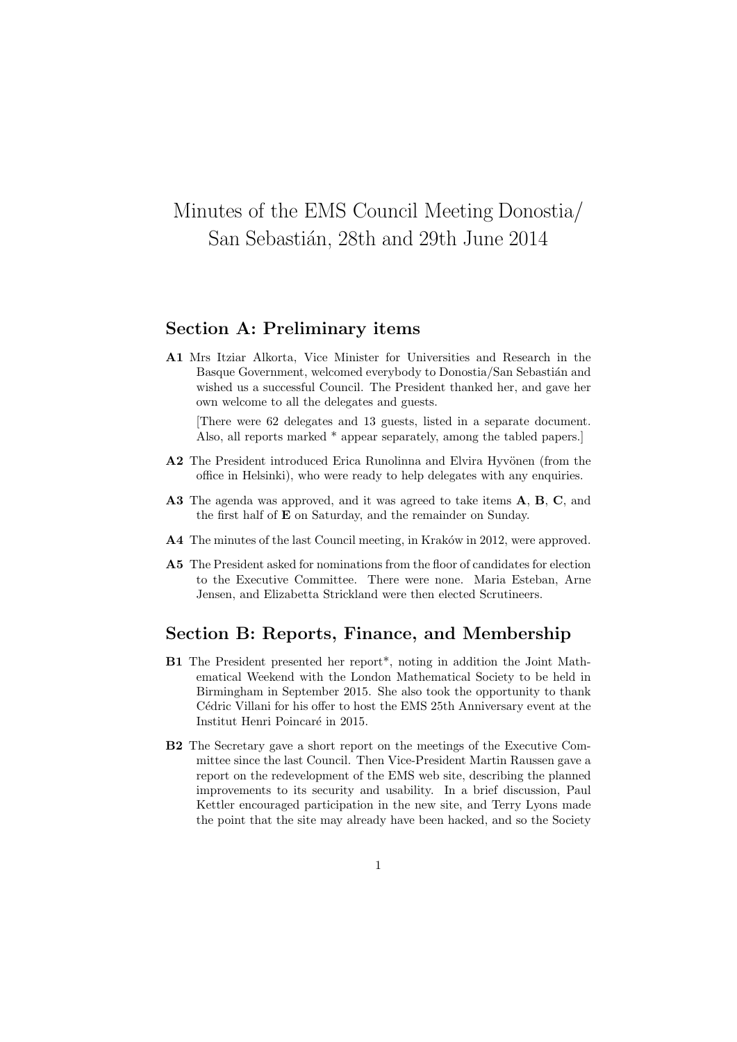# Minutes of the EMS Council Meeting Donostia/ San Sebastián, 28th and 29th June 2014

## Section A: Preliminary items

**A1** Mrs Itziar Alkorta, Vice Minister for Universities and Research in the Basque Government, welcomed everybody to Donostia/San Sebastián and wished us a successful Council. The President thanked her, and gave her own welcome to all the delegates and guests.

[There were 62 delegates and 13 guests, listed in a separate document. Also, all reports marked * appear separately, among the tabled papers.]

**A2** The President introduced Erica Runolinna and Elvira Hyvönen (from the office in Helsinki), who were ready to help delegates with any enquiries.

**A3** The agenda was approved, and it was agreed to take items **A**, **B**, **C**, and the first half of **E** on Saturday, and the remainder on Sunday.

**A4** The minutes of the last Council meeting, in Kraków in 2012, were approved.

**A5** The President asked for nominations from the floor of candidates for election to the Executive Committee. There were none. Maria Esteban, Arne Jensen, and Elizabetta Strickland were then elected Scrutineers.

## Section B: Reports, Finance, and Membership

**B1** The President presented her report*, noting in addition the Joint Mathematical Weekend with the London Mathematical Society to be held in Birmingham in September 2015. She also took the opportunity to thank Cédric Villani for his offer to host the EMS 25th Anniversary event at the Institut Henri Poincaré in 2015.

**B2** The Secretary gave a short report on the meetings of the Executive Committee since the last Council. Then Vice-President Martin Raussen gave a report on the redevelopment of the EMS web site, describing the planned improvements to its security and usability. In a brief discussion, Paul Kettler encouraged participation in the new site, and Terry Lyons made the point that the site may already have been hacked, and so the Society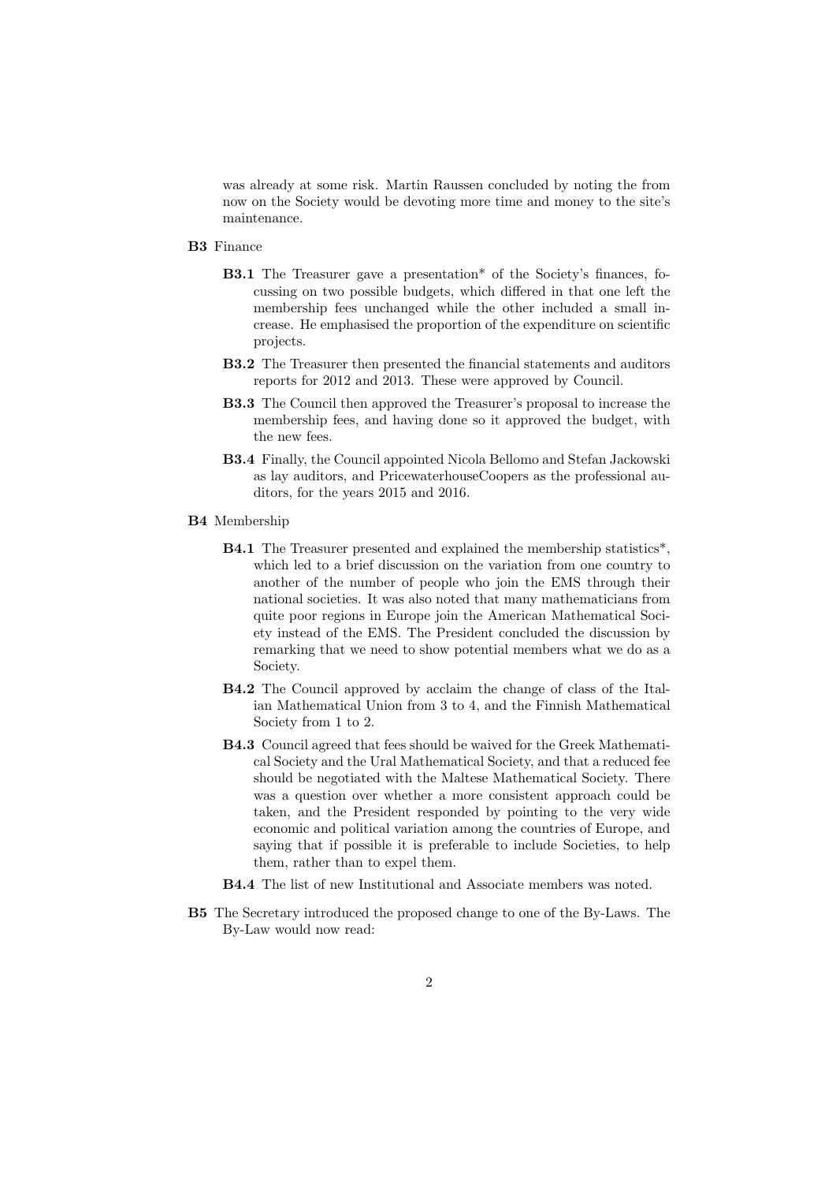was already at some risk. Martin Raussen concluded by noting the from now on the Society would be devoting more time and money to the site's maintenance.

**B3** Finance

- **B3.1** The Treasurer gave a presentation* of the Society's finances, focussing on two possible budgets, which differed in that one left the membership fees unchanged while the other included a small increase. He emphasised the proportion of the expenditure on scientific projects.
- **B3.2** The Treasurer then presented the financial statements and auditors reports for 2012 and 2013. These were approved by Council.
- **B3.3** The Council then approved the Treasurer's proposal to increase the membership fees, and having done so it approved the budget, with the new fees.
- **B3.4** Finally, the Council appointed Nicola Bellomo and Stefan Jackowski as lay auditors, and PricewaterhouseCoopers as the professional auditors, for the years 2015 and 2016.

**B4** Membership

- **B4.1** The Treasurer presented and explained the membership statistics*, which led to a brief discussion on the variation from one country to another of the number of people who join the EMS through their national societies. It was also noted that many mathematicians from quite poor regions in Europe join the American Mathematical Society instead of the EMS. The President concluded the discussion by remarking that we need to show potential members what we do as a Society.
- **B4.2** The Council approved by acclaim the change of class of the Italian Mathematical Union from 3 to 4, and the Finnish Mathematical Society from 1 to 2.
- **B4.3** Council agreed that fees should be waived for the Greek Mathematical Society and the Ural Mathematical Society, and that a reduced fee should be negotiated with the Maltese Mathematical Society. There was a question over whether a more consistent approach could be taken, and the President responded by pointing to the very wide economic and political variation among the countries of Europe, and saying that if possible it is preferable to include Societies, to help them, rather than to expel them.
- **B4.4** The list of new Institutional and Associate members was noted.

**B5** The Secretary introduced the proposed change to one of the By-Laws. The By-Law would now read: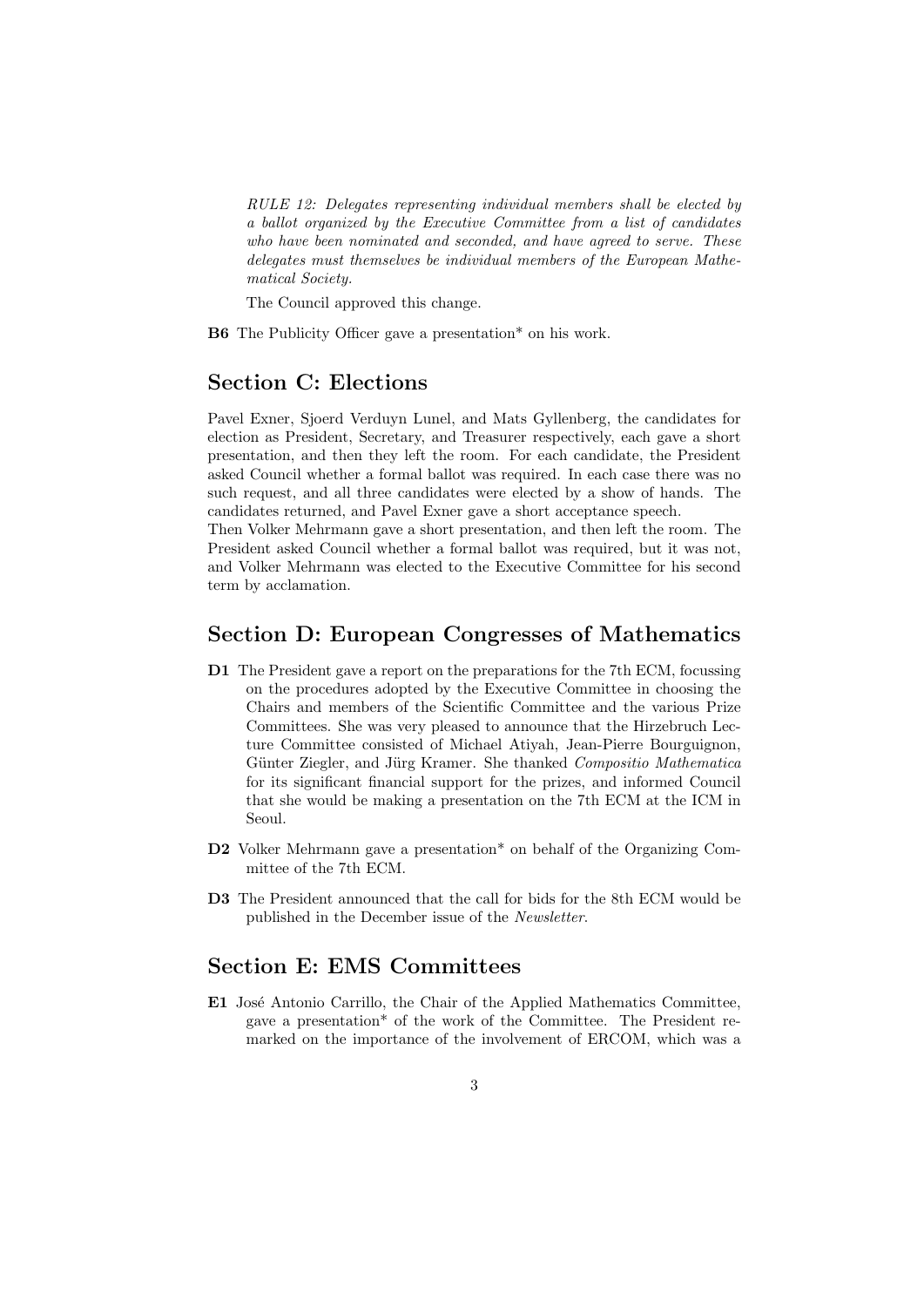*RULE 12: Delegates representing individual members shall be elected by a ballot organized by the Executive Committee from a list of candidates who have been nominated and seconded, and have agreed to serve. These delegates must themselves be individual members of the European Mathematical Society.*

The Council approved this change.

**B6** The Publicity Officer gave a presentation* on his work.

## Section C: Elections

Pavel Exner, Sjoerd Verduyn Lunel, and Mats Gyllenberg, the candidates for election as President, Secretary, and Treasurer respectively, each gave a short presentation, and then they left the room. For each candidate, the President asked Council whether a formal ballot was required. In each case there was no such request, and all three candidates were elected by a show of hands. The candidates returned, and Pavel Exner gave a short acceptance speech.
Then Volker Mehrmann gave a short presentation, and then left the room. The President asked Council whether a formal ballot was required, but it was not, and Volker Mehrmann was elected to the Executive Committee for his second term by acclamation.

## Section D: European Congresses of Mathematics

**D1** The President gave a report on the preparations for the 7th ECM, focussing on the procedures adopted by the Executive Committee in choosing the Chairs and members of the Scientific Committee and the various Prize Committees. She was very pleased to announce that the Hirzebruch Lecture Committee consisted of Michael Atiyah, Jean-Pierre Bourguignon, Günter Ziegler, and Jürg Kramer. She thanked *Compositio Mathematica* for its significant financial support for the prizes, and informed Council that she would be making a presentation on the 7th ECM at the ICM in Seoul.

**D2** Volker Mehrmann gave a presentation* on behalf of the Organizing Committee of the 7th ECM.

**D3** The President announced that the call for bids for the 8th ECM would be published in the December issue of the *Newsletter*.

## Section E: EMS Committees

**E1** José Antonio Carrillo, the Chair of the Applied Mathematics Committee, gave a presentation* of the work of the Committee. The President remarked on the importance of the involvement of ERCOM, which was a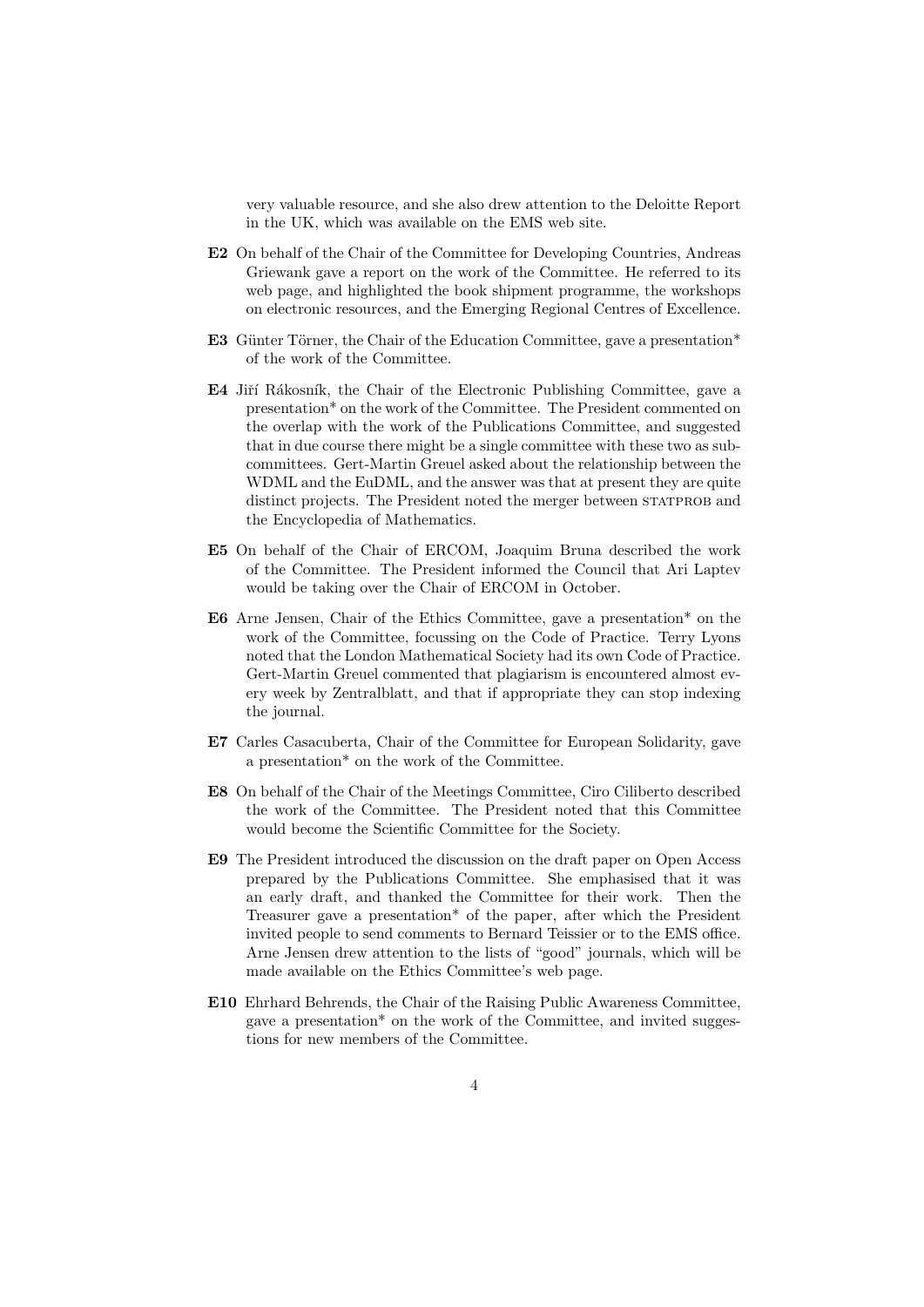very valuable resource, and she also drew attention to the Deloitte Report in the UK, which was available on the EMS web site.

**E2** On behalf of the Chair of the Committee for Developing Countries, Andreas Griewank gave a report on the work of the Committee. He referred to its web page, and highlighted the book shipment programme, the workshops on electronic resources, and the Emerging Regional Centres of Excellence.

**E3** Günter Törner, the Chair of the Education Committee, gave a presentation* of the work of the Committee.

**E4** Jiří Rákosník, the Chair of the Electronic Publishing Committee, gave a presentation* on the work of the Committee. The President commented on the overlap with the work of the Publications Committee, and suggested that in due course there might be a single committee with these two as subcommittees. Gert-Martin Greuel asked about the relationship between the WDML and the EuDML, and the answer was that at present they are quite distinct projects. The President noted the merger between STATPROB and the Encyclopedia of Mathematics.

**E5** On behalf of the Chair of ERCOM, Joaquim Bruna described the work of the Committee. The President informed the Council that Ari Laptev would be taking over the Chair of ERCOM in October.

**E6** Arne Jensen, Chair of the Ethics Committee, gave a presentation* on the work of the Committee, focussing on the Code of Practice. Terry Lyons noted that the London Mathematical Society had its own Code of Practice. Gert-Martin Greuel commented that plagiarism is encountered almost every week by Zentralblatt, and that if appropriate they can stop indexing the journal.

**E7** Carles Casacuberta, Chair of the Committee for European Solidarity, gave a presentation* on the work of the Committee.

**E8** On behalf of the Chair of the Meetings Committee, Ciro Ciliberto described the work of the Committee. The President noted that this Committee would become the Scientific Committee for the Society.

**E9** The President introduced the discussion on the draft paper on Open Access prepared by the Publications Committee. She emphasised that it was an early draft, and thanked the Committee for their work. Then the Treasurer gave a presentation* of the paper, after which the President invited people to send comments to Bernard Teissier or to the EMS office. Arne Jensen drew attention to the lists of "good" journals, which will be made available on the Ethics Committee's web page.

**E10** Ehrhard Behrends, the Chair of the Raising Public Awareness Committee, gave a presentation* on the work of the Committee, and invited suggestions for new members of the Committee.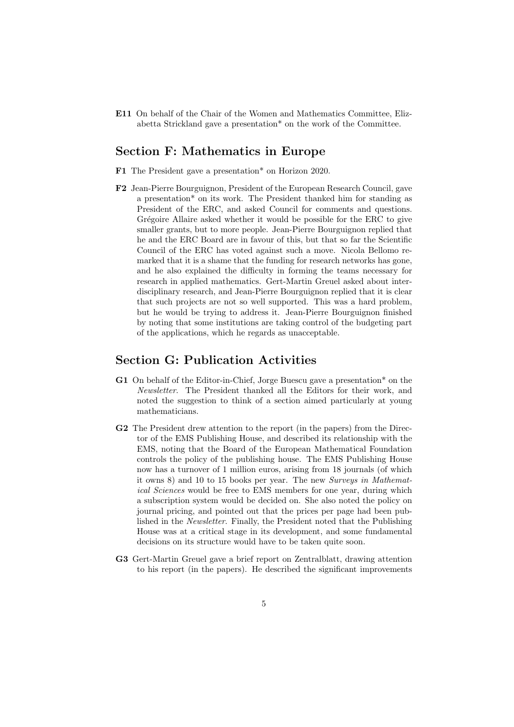**E11** On behalf of the Chair of the Women and Mathematics Committee, Elizabetta Strickland gave a presentation* on the work of the Committee.

## Section F: Mathematics in Europe

**F1** The President gave a presentation* on Horizon 2020.

**F2** Jean-Pierre Bourguignon, President of the European Research Council, gave a presentation* on its work. The President thanked him for standing as President of the ERC, and asked Council for comments and questions. Grégoire Allaire asked whether it would be possible for the ERC to give smaller grants, but to more people. Jean-Pierre Bourguignon replied that he and the ERC Board are in favour of this, but that so far the Scientific Council of the ERC has voted against such a move. Nicola Bellomo remarked that it is a shame that the funding for research networks has gone, and he also explained the difficulty in forming the teams necessary for research in applied mathematics. Gert-Martin Greuel asked about interdisciplinary research, and Jean-Pierre Bourguignon replied that it is clear that such projects are not so well supported. This was a hard problem, but he would be trying to address it. Jean-Pierre Bourguignon finished by noting that some institutions are taking control of the budgeting part of the applications, which he regards as unacceptable.

## Section G: Publication Activities

**G1** On behalf of the Editor-in-Chief, Jorge Buescu gave a presentation* on the *Newsletter*. The President thanked all the Editors for their work, and noted the suggestion to think of a section aimed particularly at young mathematicians.

**G2** The President drew attention to the report (in the papers) from the Director of the EMS Publishing House, and described its relationship with the EMS, noting that the Board of the European Mathematical Foundation controls the policy of the publishing house. The EMS Publishing House now has a turnover of 1 million euros, arising from 18 journals (of which it owns 8) and 10 to 15 books per year. The new *Surveys in Mathematical Sciences* would be free to EMS members for one year, during which a subscription system would be decided on. She also noted the policy on journal pricing, and pointed out that the prices per page had been published in the *Newsletter*. Finally, the President noted that the Publishing House was at a critical stage in its development, and some fundamental decisions on its structure would have to be taken quite soon.

**G3** Gert-Martin Greuel gave a brief report on Zentralblatt, drawing attention to his report (in the papers). He described the significant improvements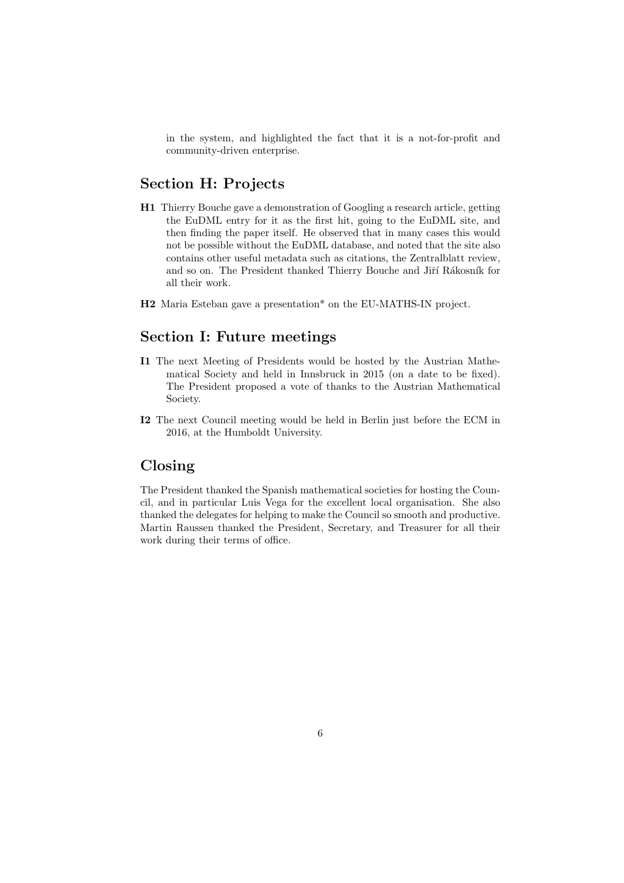in the system, and highlighted the fact that it is a not-for-profit and community-driven enterprise.

## Section H: Projects

**H1** Thierry Bouche gave a demonstration of Googling a research article, getting the EuDML entry for it as the first hit, going to the EuDML site, and then finding the paper itself. He observed that in many cases this would not be possible without the EuDML database, and noted that the site also contains other useful metadata such as citations, the Zentralblatt review, and so on. The President thanked Thierry Bouche and Jiří Rákosník for all their work.

**H2** Maria Esteban gave a presentation* on the EU-MATHS-IN project.

## Section I: Future meetings

**I1** The next Meeting of Presidents would be hosted by the Austrian Mathematical Society and held in Innsbruck in 2015 (on a date to be fixed). The President proposed a vote of thanks to the Austrian Mathematical Society.

**I2** The next Council meeting would be held in Berlin just before the ECM in 2016, at the Humboldt University.

## Closing

The President thanked the Spanish mathematical societies for hosting the Council, and in particular Luis Vega for the excellent local organisation. She also thanked the delegates for helping to make the Council so smooth and productive. Martin Raussen thanked the President, Secretary, and Treasurer for all their work during their terms of office.